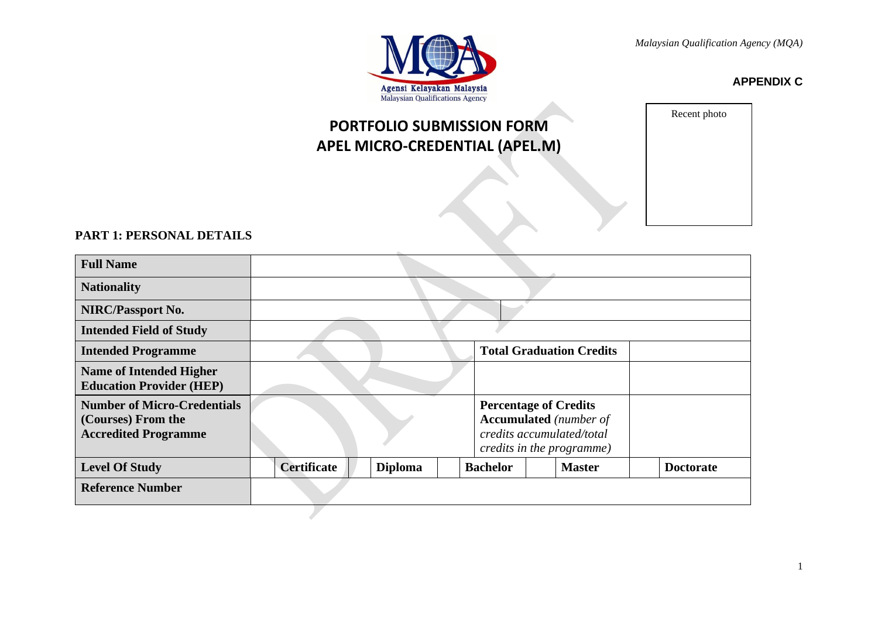Malaysian Qualification Agency (MQA)

**APPENDIX C**

Agensi Kelayakan Malaysia
Malaysian Qualifications Agency

# PORTFOLIO SUBMISSION FORM
# APEL MICRO-CREDENTIAL (APEL.M)

Recent photo

**PART 1: PERSONAL DETAILS**

| | | | | | | | | | | |
|---|---|---|---|---|---|---|---|---|---|---|
| **Full Name** | | | | | | | | | | |
| **Nationality** | | | | | | | | | | |
| **NIRC/Passport No.** | | | | | | | | | | |
| **Intended Field of Study** | | | | | | | | | | |
| **Intended Programme** | | | | | | **Total Graduation Credits** | | | | |
| **Name of Intended Higher Education Provider (HEP)** | | | | | | | | | | |
| **Number of Micro-Credentials (Courses) From the Accredited Programme** | | | | | | **Percentage of Credits Accumulated** *(number of credits accumulated/total credits in the programme)* | | | | |
| **Level Of Study** | | **Certificate** | | **Diploma** | | **Bachelor** | | **Master** | | **Doctorate** |
| **Reference Number** | | | | | | | | | | |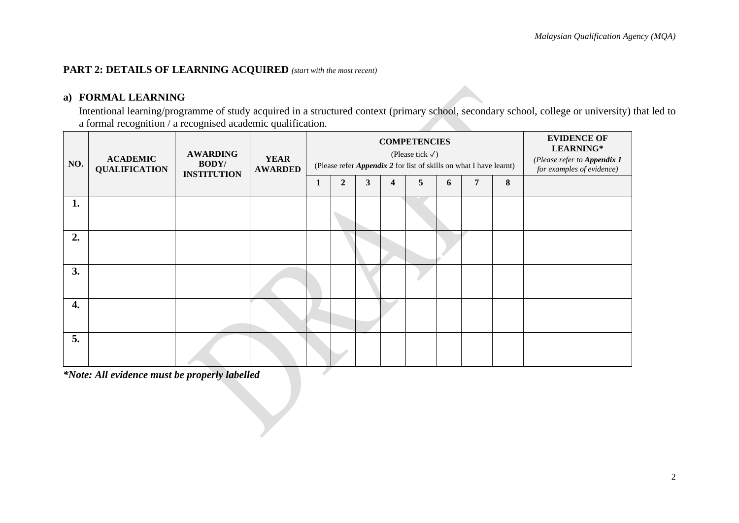## PART 2: DETAILS OF LEARNING ACQUIRED *(start with the most recent)*

### a) FORMAL LEARNING

Intentional learning/programme of study acquired in a structured context (primary school, secondary school, college or university) that led to a formal recognition / a recognised academic qualification.

| NO. | ACADEMIC QUALIFICATION | AWARDING BODY/ INSTITUTION | YEAR AWARDED | COMPETENCIES (Please tick ✓) (Please refer *Appendix 2* for list of skills on what I have learnt) | | | | | | | | EVIDENCE OF LEARNING* *(Please refer to Appendix 1 for examples of evidence)* |
|---|---|---|---|---|---|---|---|---|---|---|---|---|
| | | | | 1 | 2 | 3 | 4 | 5 | 6 | 7 | 8 | |
| 1. | | | | | | | | | | | | |
| 2. | | | | | | | | | | | | |
| 3. | | | | | | | | | | | | |
| 4. | | | | | | | | | | | | |
| 5. | | | | | | | | | | | | |

***Note: All evidence must be properly labelled**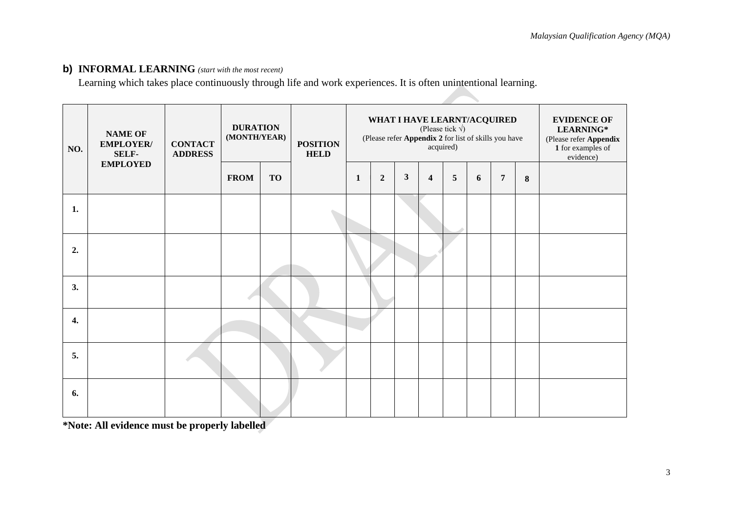## b) INFORMAL LEARNING *(start with the most recent)*

Learning which takes place continuously through life and work experiences. It is often unintentional learning.

| NO. | NAME OF EMPLOYER/ SELF-EMPLOYED | CONTACT ADDRESS | DURATION (MONTH/YEAR) | | POSITION HELD | WHAT I HAVE LEARNT/ACQUIRED (Please tick √) (Please refer **Appendix 2** for list of skills you have acquired) | | | | | | | | EVIDENCE OF LEARNING* (Please refer **Appendix 1** for examples of evidence) |
|---|---|---|---|---|---|---|---|---|---|---|---|---|---|---|
| | | | FROM | TO | | 1 | 2 | 3 | 4 | 5 | 6 | 7 | 8 | |
| 1. | | | | | | | | | | | | | | |
| 2. | | | | | | | | | | | | | | |
| 3. | | | | | | | | | | | | | | |
| 4. | | | | | | | | | | | | | | |
| 5. | | | | | | | | | | | | | | |
| 6. | | | | | | | | | | | | | | |

***Note: All evidence must be properly labelled**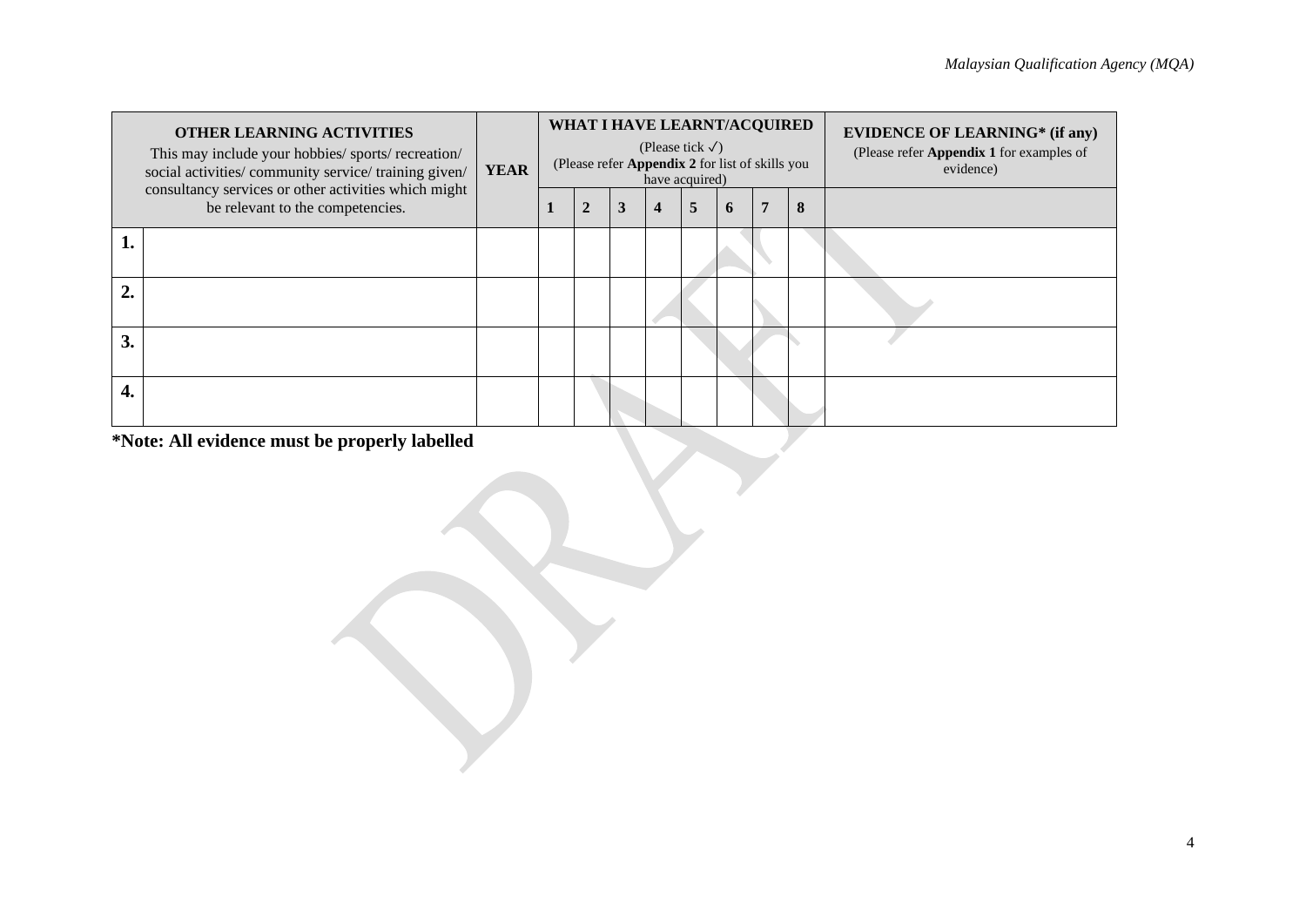| | **OTHER LEARNING ACTIVITIES** This may include your hobbies/ sports/ recreation/ social activities/ community service/ training given/ consultancy services or other activities which might be relevant to the competencies. | **YEAR** | **WHAT I HAVE LEARNT/ACQUIRED** (Please tick ✓) (Please refer **Appendix 2** for list of skills you have acquired) | | | | | | | | **EVIDENCE OF LEARNING* (if any)** (Please refer **Appendix 1** for examples of evidence) |
|---|---|---|---|---|---|---|---|---|---|---|---|
| | | | **1** | **2** | **3** | **4** | **5** | **6** | **7** | **8** | |
| **1.** | | | | | | | | | | | |
| **2.** | | | | | | | | | | | |
| **3.** | | | | | | | | | | | |
| **4.** | | | | | | | | | | | |

***Note: All evidence must be properly labelled**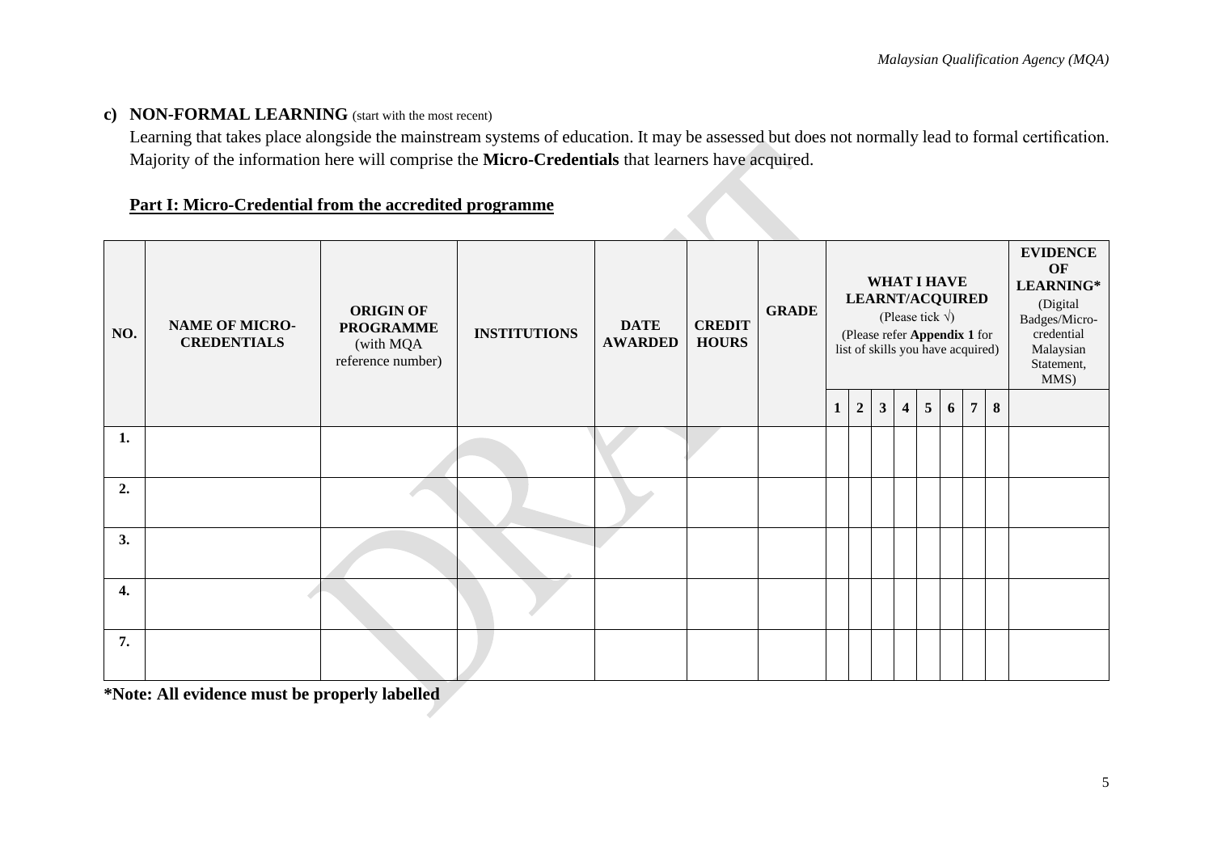**c) NON-FORMAL LEARNING** (start with the most recent)

Learning that takes place alongside the mainstream systems of education. It may be assessed but does not normally lead to formal certification. Majority of the information here will comprise the **Micro-Credentials** that learners have acquired.

**Part I: Micro-Credential from the accredited programme**

| NO. | NAME OF MICRO-CREDENTIALS | ORIGIN OF PROGRAMME (with MQA reference number) | INSTITUTIONS | DATE AWARDED | CREDIT HOURS | GRADE | WHAT I HAVE LEARNT/ACQUIRED (Please tick √) (Please refer **Appendix 1** for list of skills you have acquired) | | | | | | | | EVIDENCE OF LEARNING* (Digital Badges/Micro-credential Malaysian Statement, MMS) |
|---|---|---|---|---|---|---|---|---|---|---|---|---|---|---|---|
| | | | | | | | 1 | 2 | 3 | 4 | 5 | 6 | 7 | 8 | |
| 1. | | | | | | | | | | | | | | | |
| 2. | | | | | | | | | | | | | | | |
| 3. | | | | | | | | | | | | | | | |
| 4. | | | | | | | | | | | | | | | |
| 7. | | | | | | | | | | | | | | | |

***Note: All evidence must be properly labelled**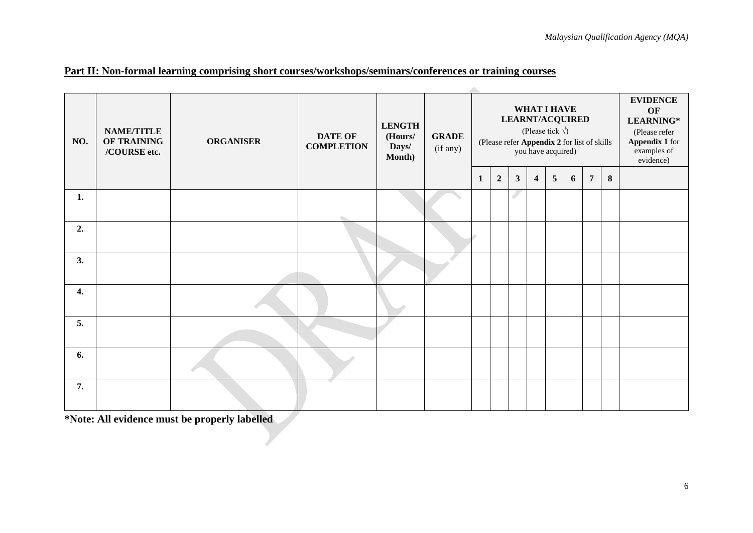## Part II: Non-formal learning comprising short courses/workshops/seminars/conferences or training courses

| NO. | NAME/TITLE OF TRAINING /COURSE etc. | ORGANISER | DATE OF COMPLETION | LENGTH (Hours/ Days/ Month) | GRADE (if any) | WHAT I HAVE LEARNT/ACQUIRED (Please tick √) (Please refer **Appendix 2** for list of skills you have acquired) | | | | | | | | EVIDENCE OF LEARNING* (Please refer **Appendix 1** for examples of evidence) |
|---|---|---|---|---|---|---|---|---|---|---|---|---|---|---|
| | | | | | | 1 | 2 | 3 | 4 | 5 | 6 | 7 | 8 | |
| 1. | | | | | | | | | | | | | | |
| 2. | | | | | | | | | | | | | | |
| 3. | | | | | | | | | | | | | | |
| 4. | | | | | | | | | | | | | | |
| 5. | | | | | | | | | | | | | | |
| 6. | | | | | | | | | | | | | | |
| 7. | | | | | | | | | | | | | | |

**\*Note: All evidence must be properly labelled**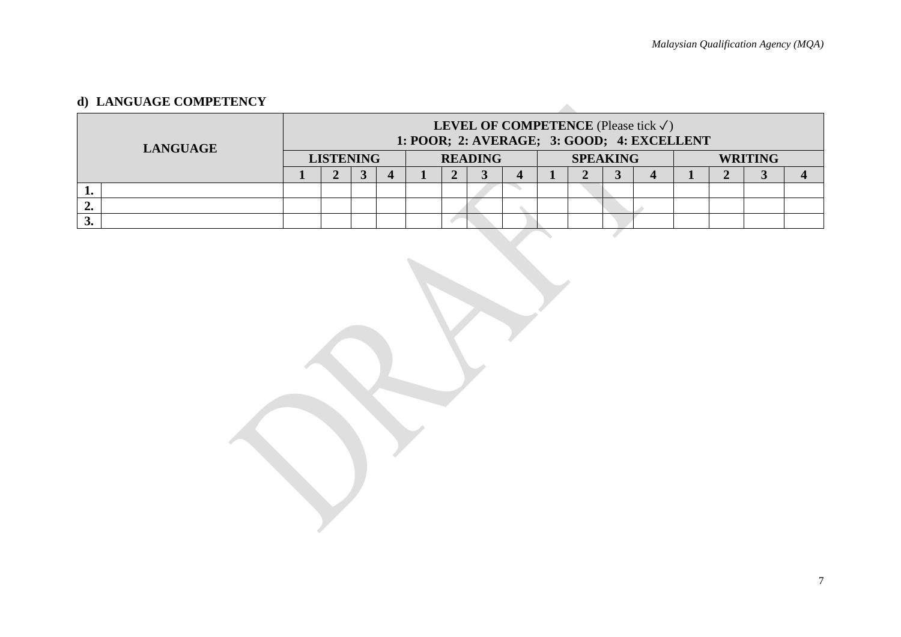### d) LANGUAGE COMPETENCY

| LANGUAGE | | LEVEL OF COMPETENCE (Please tick ✓) 1: POOR; 2: AVERAGE; 3: GOOD; 4: EXCELLENT | | | | | | | | | | | | | | | |
|---|---|---|---|---|---|---|---|---|---|---|---|---|---|---|---|---|---|
| | | LISTENING | | | | READING | | | | SPEAKING | | | | WRITING | | | |
| | | 1 | 2 | 3 | 4 | 1 | 2 | 3 | 4 | 1 | 2 | 3 | 4 | 1 | 2 | 3 | 4 |
| 1. | | | | | | | | | | | | | | | | | |
| 2. | | | | | | | | | | | | | | | | | |
| 3. | | | | | | | | | | | | | | | | | |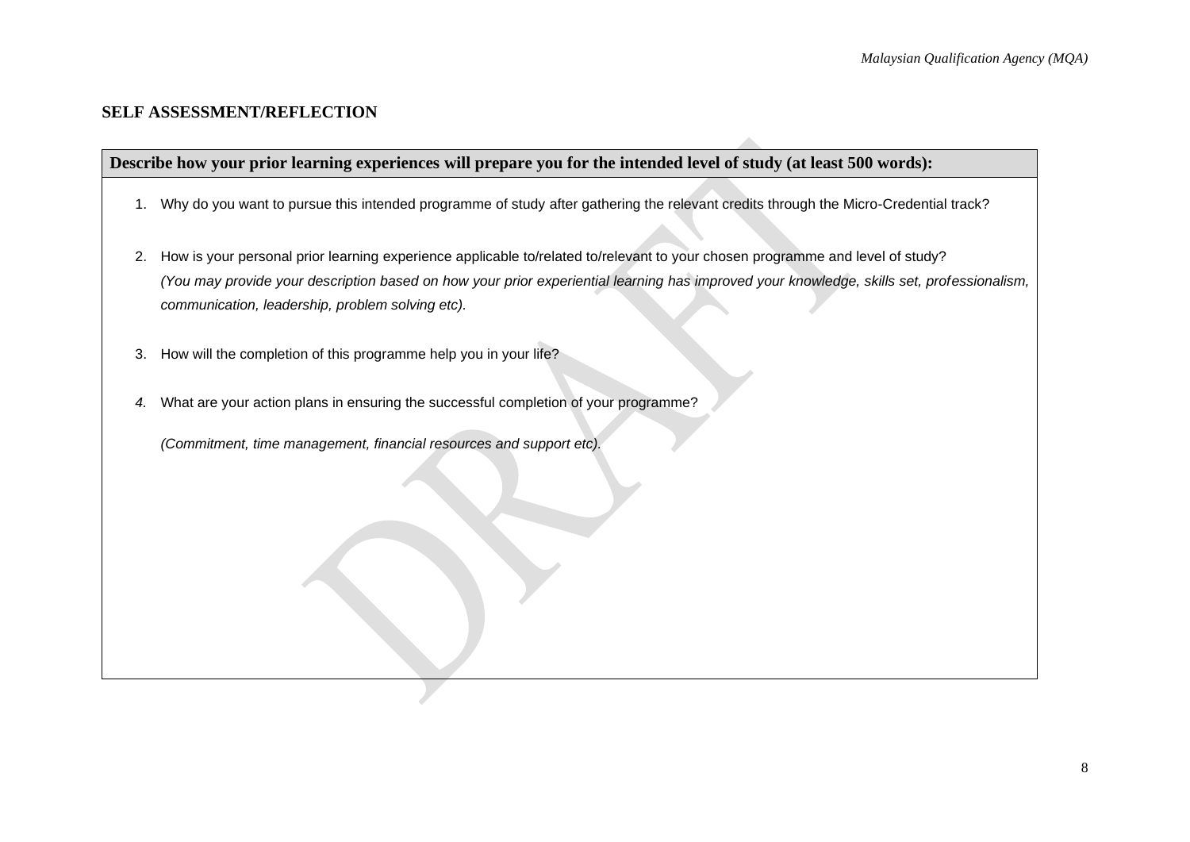## SELF ASSESSMENT/REFLECTION

| **Describe how your prior learning experiences will prepare you for the intended level of study (at least 500 words):** |
| --- |
| 1. Why do you want to pursue this intended programme of study after gathering the relevant credits through the Micro-Credential track?<br><br>2. How is your personal prior learning experience applicable to/related to/relevant to your chosen programme and level of study? *(You may provide your description based on how your prior experiential learning has improved your knowledge, skills set, professionalism, communication, leadership, problem solving etc).*<br><br>3. How will the completion of this programme help you in your life?<br><br>4. What are your action plans in ensuring the successful completion of your programme?<br><br>*(Commitment, time management, financial resources and support etc).* |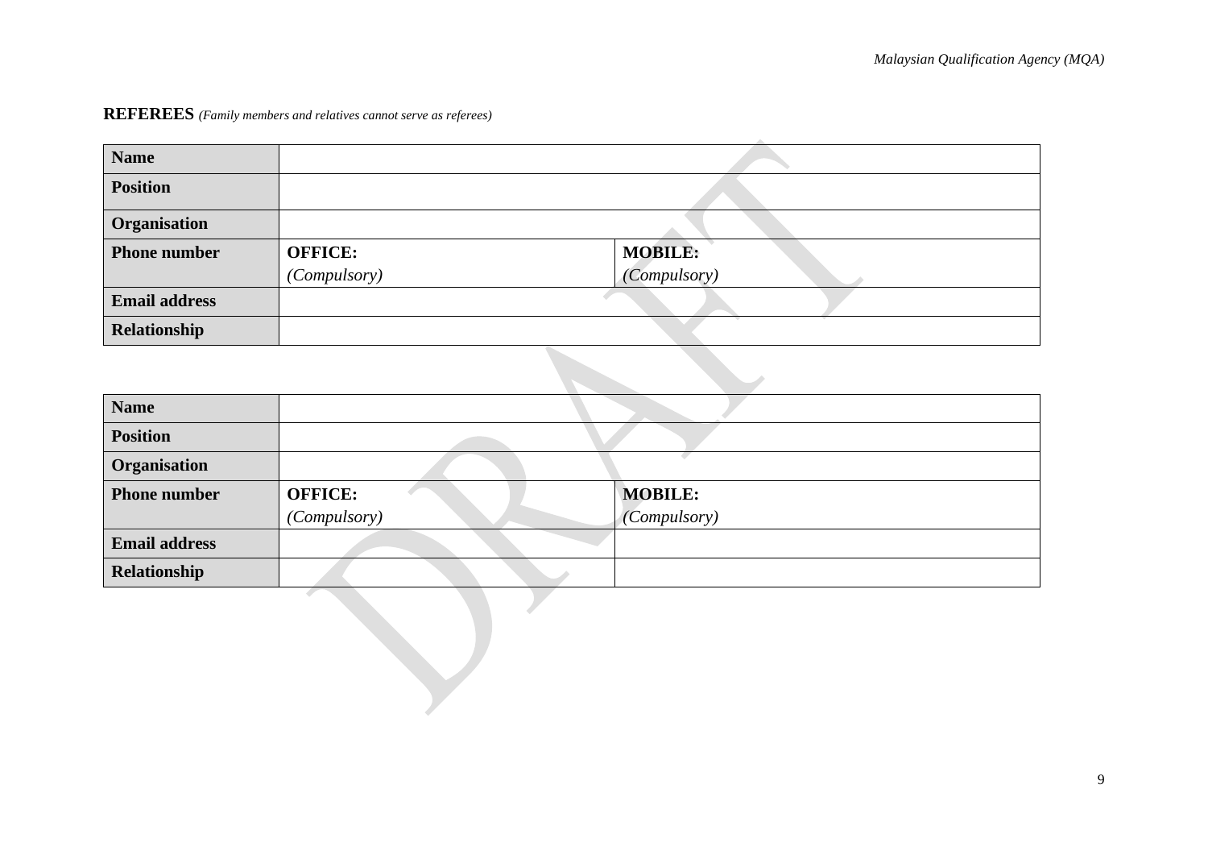## REFEREES *(Family members and relatives cannot serve as referees)*

| **Name** | | |
|---|---|---|
| **Position** | | |
| **Organisation** | | |
| **Phone number** | **OFFICE:** *(Compulsory)* | **MOBILE:** *(Compulsory)* |
| **Email address** | | |
| **Relationship** | | |

| **Name** | | |
|---|---|---|
| **Position** | | |
| **Organisation** | | |
| **Phone number** | **OFFICE:** *(Compulsory)* | **MOBILE:** *(Compulsory)* |
| **Email address** | | |
| **Relationship** | | |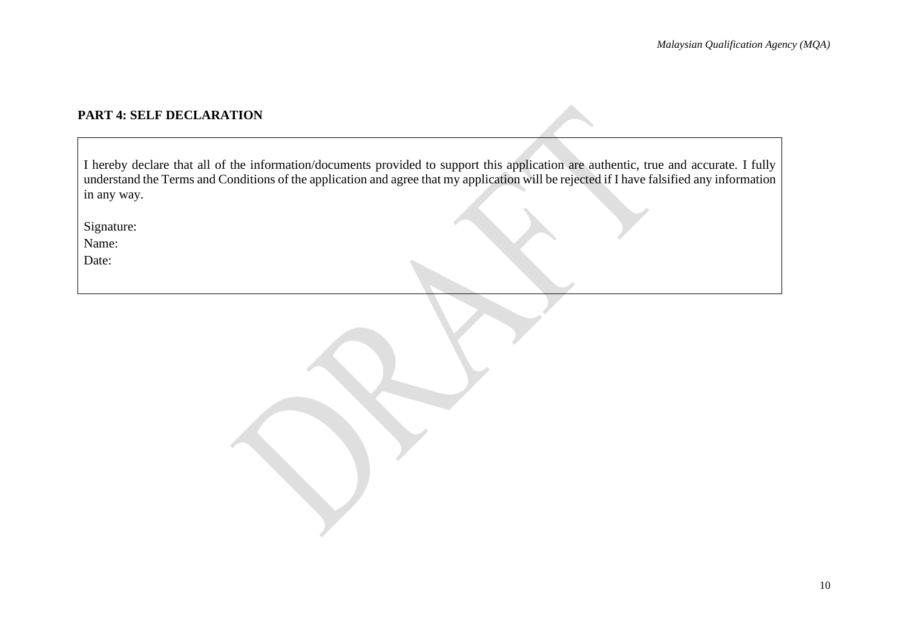## PART 4: SELF DECLARATION

I hereby declare that all of the information/documents provided to support this application are authentic, true and accurate. I fully understand the Terms and Conditions of the application and agree that my application will be rejected if I have falsified any information in any way.

Signature:

Name:

Date: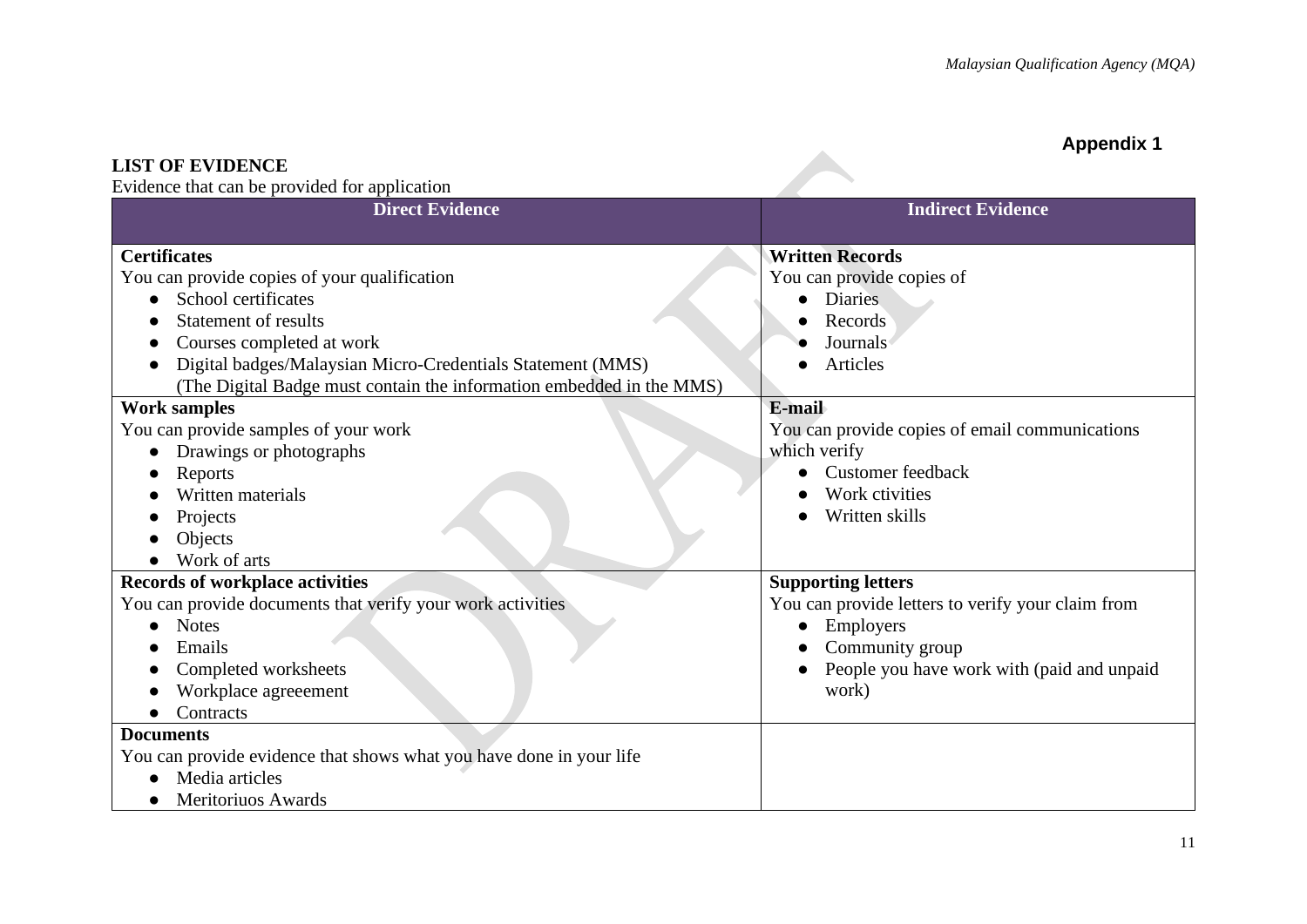**Appendix 1**

**LIST OF EVIDENCE**

Evidence that can be provided for application

| Direct Evidence | Indirect Evidence |
|---|---|
| **Certificates**<br>You can provide copies of your qualification<br>• School certificates<br>• Statement of results<br>• Courses completed at work<br>• Digital badges/Malaysian Micro-Credentials Statement (MMS) (The Digital Badge must contain the information embedded in the MMS) | **Written Records**<br>You can provide copies of<br>• Diaries<br>• Records<br>• Journals<br>• Articles |
| **Work samples**<br>You can provide samples of your work<br>• Drawings or photographs<br>• Reports<br>• Written materials<br>• Projects<br>• Objects<br>• Work of arts | **E-mail**<br>You can provide copies of email communications which verify<br>• Customer feedback<br>• Work ctivities<br>• Written skills |
| **Records of workplace activities**<br>You can provide documents that verify your work activities<br>• Notes<br>• Emails<br>• Completed worksheets<br>• Workplace agreeement<br>• Contracts | **Supporting letters**<br>You can provide letters to verify your claim from<br>• Employers<br>• Community group<br>• People you have work with (paid and unpaid work) |
| **Documents**<br>You can provide evidence that shows what you have done in your life<br>• Media articles<br>• Meritoriuos Awards | |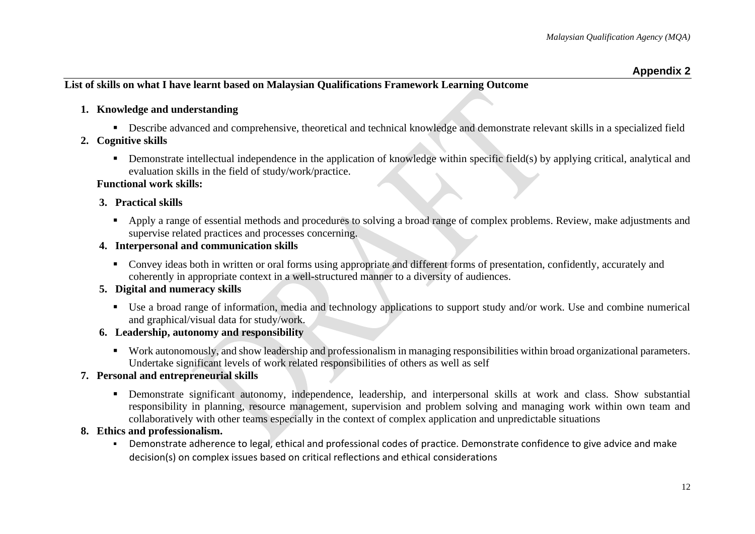**Appendix 2**

**List of skills on what I have learnt based on Malaysian Qualifications Framework Learning Outcome**

1. **Knowledge and understanding**
   - Describe advanced and comprehensive, theoretical and technical knowledge and demonstrate relevant skills in a specialized field
2. **Cognitive skills**
   - Demonstrate intellectual independence in the application of knowledge within specific field(s) by applying critical, analytical and evaluation skills in the field of study/work/practice.

**Functional work skills:**

3. **Practical skills**
   - Apply a range of essential methods and procedures to solving a broad range of complex problems. Review, make adjustments and supervise related practices and processes concerning.
4. **Interpersonal and communication skills**
   - Convey ideas both in written or oral forms using appropriate and different forms of presentation, confidently, accurately and coherently in appropriate context in a well-structured manner to a diversity of audiences.
5. **Digital and numeracy skills**
   - Use a broad range of information, media and technology applications to support study and/or work. Use and combine numerical and graphical/visual data for study/work.
6. **Leadership, autonomy and responsibility**
   - Work autonomously, and show leadership and professionalism in managing responsibilities within broad organizational parameters. Undertake significant levels of work related responsibilities of others as well as self
7. **Personal and entrepreneurial skills**
   - Demonstrate significant autonomy, independence, leadership, and interpersonal skills at work and class. Show substantial responsibility in planning, resource management, supervision and problem solving and managing work within own team and collaboratively with other teams especially in the context of complex application and unpredictable situations
8. **Ethics and professionalism.**
   - Demonstrate adherence to legal, ethical and professional codes of practice. Demonstrate confidence to give advice and make decision(s) on complex issues based on critical reflections and ethical considerations